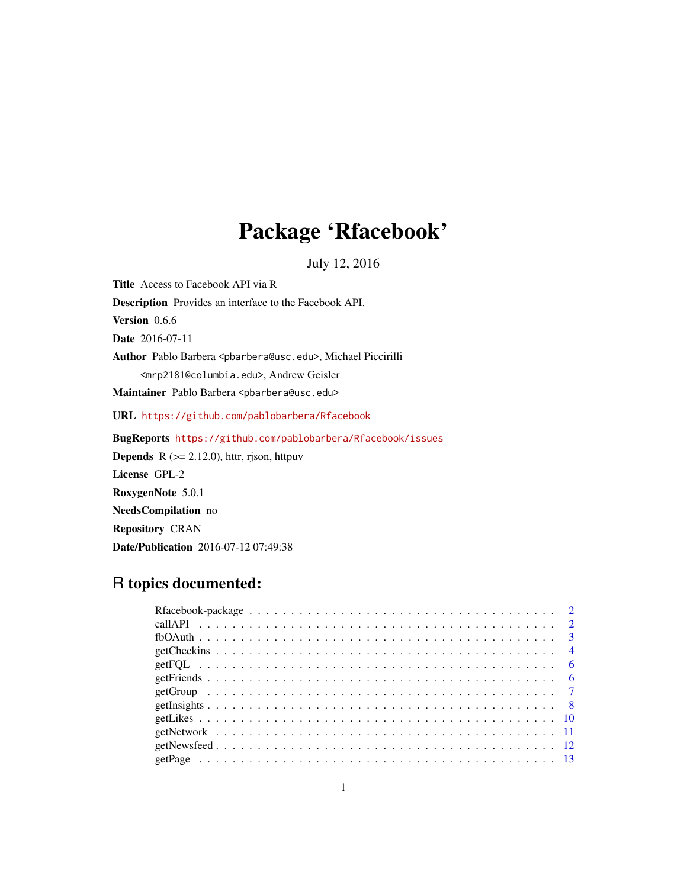# Package 'Rfacebook'

July 12, 2016

**Title** Access to Facebook API via R

**Description** Provides an interface to the Facebook API.

**Version** 0.6.6

**Date** 2016-07-11

**Author** Pablo Barbera <pbarbera@usc.edu>, Michael Piccirilli <mrp2181@columbia.edu>, Andrew Geisler

**Maintainer** Pablo Barbera <pbarbera@usc.edu>

**URL** https://github.com/pablobarbera/Rfacebook

**BugReports** https://github.com/pablobarbera/Rfacebook/issues

**Depends** R (>= 2.12.0), httr, rjson, httpuv

**License** GPL-2

**RoxygenNote** 5.0.1

**NeedsCompilation** no

**Repository** CRAN

**Date/Publication** 2016-07-12 07:49:38

## R topics documented:

- Rfacebook-package . . . . . . . . . . 2
- callAPI . . . . . . . . . . 2
- fbOAuth . . . . . . . . . . 3
- getCheckins . . . . . . . . . . 4
- getFQL . . . . . . . . . . 6
- getFriends . . . . . . . . . . 6
- getGroup . . . . . . . . . . 7
- getInsights . . . . . . . . . . 8
- getLikes . . . . . . . . . . 10
- getNetwork . . . . . . . . . . 11
- getNewsfeed . . . . . . . . . . 12
- getPage . . . . . . . . . . 13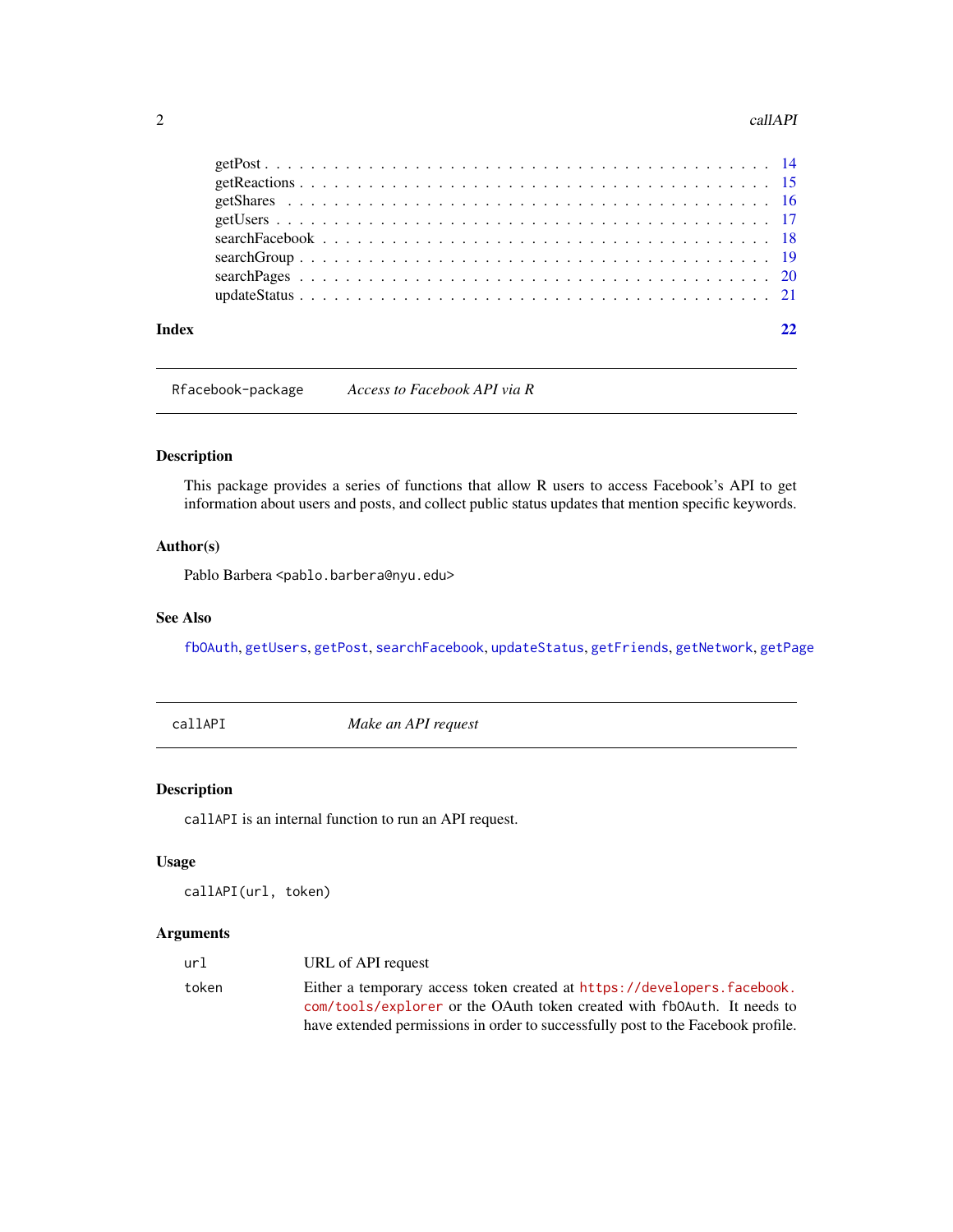getPost . . . . . . . . . . . . . . . . . . . . . . . . . . . . . . . . . . . . . . . . . . 14
getReactions . . . . . . . . . . . . . . . . . . . . . . . . . . . . . . . . . . . . . . . 15
getShares . . . . . . . . . . . . . . . . . . . . . . . . . . . . . . . . . . . . . . . . . 16
getUsers . . . . . . . . . . . . . . . . . . . . . . . . . . . . . . . . . . . . . . . . . . 17
searchFacebook . . . . . . . . . . . . . . . . . . . . . . . . . . . . . . . . . . . . . . 18
searchGroup . . . . . . . . . . . . . . . . . . . . . . . . . . . . . . . . . . . . . . . . 19
searchPages . . . . . . . . . . . . . . . . . . . . . . . . . . . . . . . . . . . . . . . . 20
updateStatus . . . . . . . . . . . . . . . . . . . . . . . . . . . . . . . . . . . . . . . 21

**Index** **22**

---

## Rfacebook-package — *Access to Facebook API via R*

### Description

This package provides a series of functions that allow R users to access Facebook's API to get information about users and posts, and collect public status updates that mention specific keywords.

### Author(s)

Pablo Barbera <pablo.barbera@nyu.edu>

### See Also

`fbOAuth`, `getUsers`, `getPost`, `searchFacebook`, `updateStatus`, `getFriends`, `getNetwork`, `getPage`

---

## callAPI — *Make an API request*

### Description

`callAPI` is an internal function to run an API request.

### Usage

```
callAPI(url, token)
```

### Arguments

| | |
|---|---|
| `url` | URL of API request |
| `token` | Either a temporary access token created at https://developers.facebook.com/tools/explorer or the OAuth token created with `fbOAuth`. It needs to have extended permissions in order to successfully post to the Facebook profile. |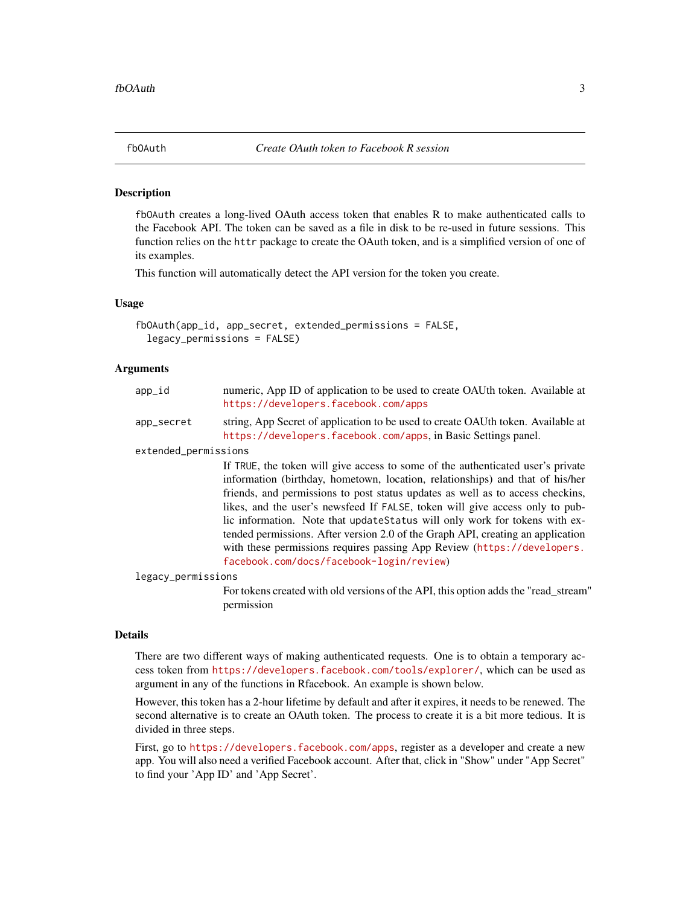## fbOAuth — *Create OAuth token to Facebook R session*

### Description

fbOAuth creates a long-lived OAuth access token that enables R to make authenticated calls to the Facebook API. The token can be saved as a file in disk to be re-used in future sessions. This function relies on the httr package to create the OAuth token, and is a simplified version of one of its examples.

This function will automatically detect the API version for the token you create.

### Usage

```
fbOAuth(app_id, app_secret, extended_permissions = FALSE,
  legacy_permissions = FALSE)
```

### Arguments

app_id
: numeric, App ID of application to be used to create OAUth token. Available at https://developers.facebook.com/apps

app_secret
: string, App Secret of application to be used to create OAUth token. Available at https://developers.facebook.com/apps, in Basic Settings panel.

extended_permissions
: If TRUE, the token will give access to some of the authenticated user's private information (birthday, hometown, location, relationships) and that of his/her friends, and permissions to post status updates as well as to access checkins, likes, and the user's newsfeed If FALSE, token will give access only to public information. Note that updateStatus will only work for tokens with extended permissions. After version 2.0 of the Graph API, creating an application with these permissions requires passing App Review (https://developers.facebook.com/docs/facebook-login/review)

legacy_permissions
: For tokens created with old versions of the API, this option adds the "read_stream" permission

### Details

There are two different ways of making authenticated requests. One is to obtain a temporary access token from https://developers.facebook.com/tools/explorer/, which can be used as argument in any of the functions in Rfacebook. An example is shown below.

However, this token has a 2-hour lifetime by default and after it expires, it needs to be renewed. The second alternative is to create an OAuth token. The process to create it is a bit more tedious. It is divided in three steps.

First, go to https://developers.facebook.com/apps, register as a developer and create a new app. You will also need a verified Facebook account. After that, click in "Show" under "App Secret" to find your 'App ID' and 'App Secret'.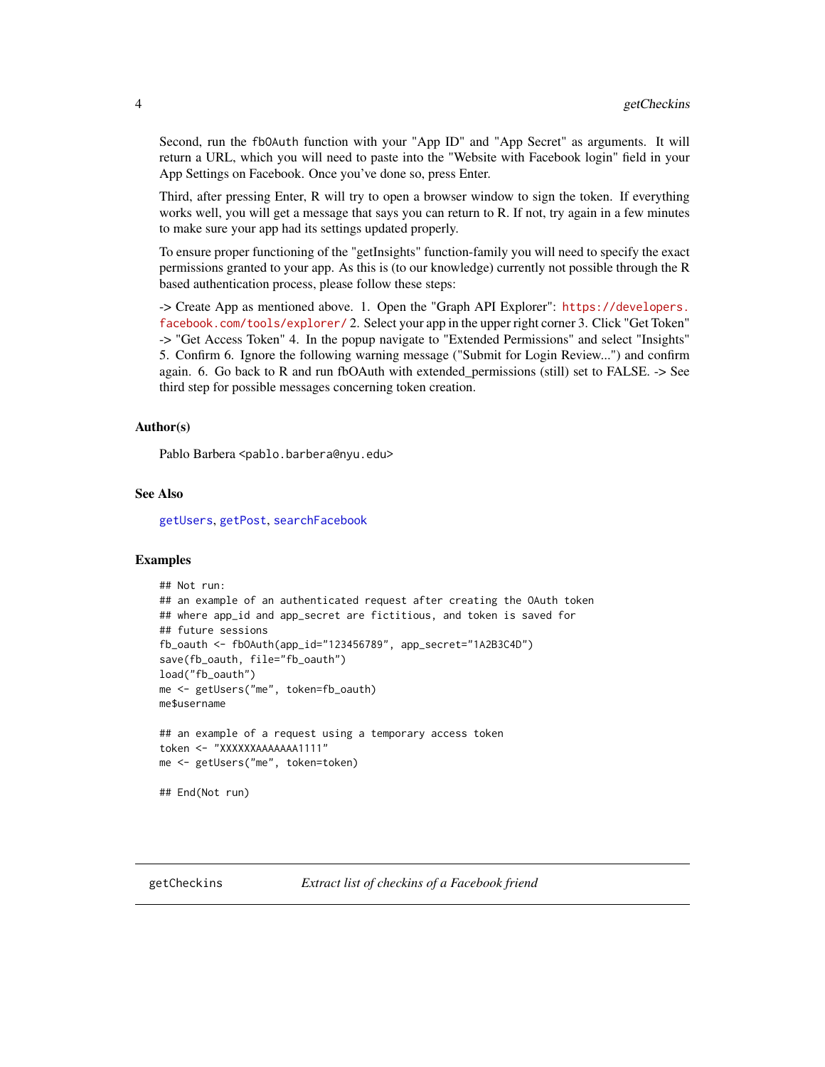Second, run the fbOAuth function with your "App ID" and "App Secret" as arguments. It will return a URL, which you will need to paste into the "Website with Facebook login" field in your App Settings on Facebook. Once you've done so, press Enter.

Third, after pressing Enter, R will try to open a browser window to sign the token. If everything works well, you will get a message that says you can return to R. If not, try again in a few minutes to make sure your app had its settings updated properly.

To ensure proper functioning of the "getInsights" function-family you will need to specify the exact permissions granted to your app. As this is (to our knowledge) currently not possible through the R based authentication process, please follow these steps:

-> Create App as mentioned above. 1. Open the "Graph API Explorer": https://developers.facebook.com/tools/explorer/ 2. Select your app in the upper right corner 3. Click "Get Token" -> "Get Access Token" 4. In the popup navigate to "Extended Permissions" and select "Insights" 5. Confirm 6. Ignore the following warning message ("Submit for Login Review...") and confirm again. 6. Go back to R and run fbOAuth with extended_permissions (still) set to FALSE. -> See third step for possible messages concerning token creation.

### Author(s)

Pablo Barbera <pablo.barbera@nyu.edu>

### See Also

getUsers, getPost, searchFacebook

### Examples

```
## Not run:
## an example of an authenticated request after creating the OAuth token
## where app_id and app_secret are fictitious, and token is saved for
## future sessions
fb_oauth <- fbOAuth(app_id="123456789", app_secret="1A2B3C4D")
save(fb_oauth, file="fb_oauth")
load("fb_oauth")
me <- getUsers("me", token=fb_oauth)
me$username

## an example of a request using a temporary access token
token <- "XXXXXXAAAAAAA1111"
me <- getUsers("me", token=token)

## End(Not run)
```

## getCheckins — *Extract list of checkins of a Facebook friend*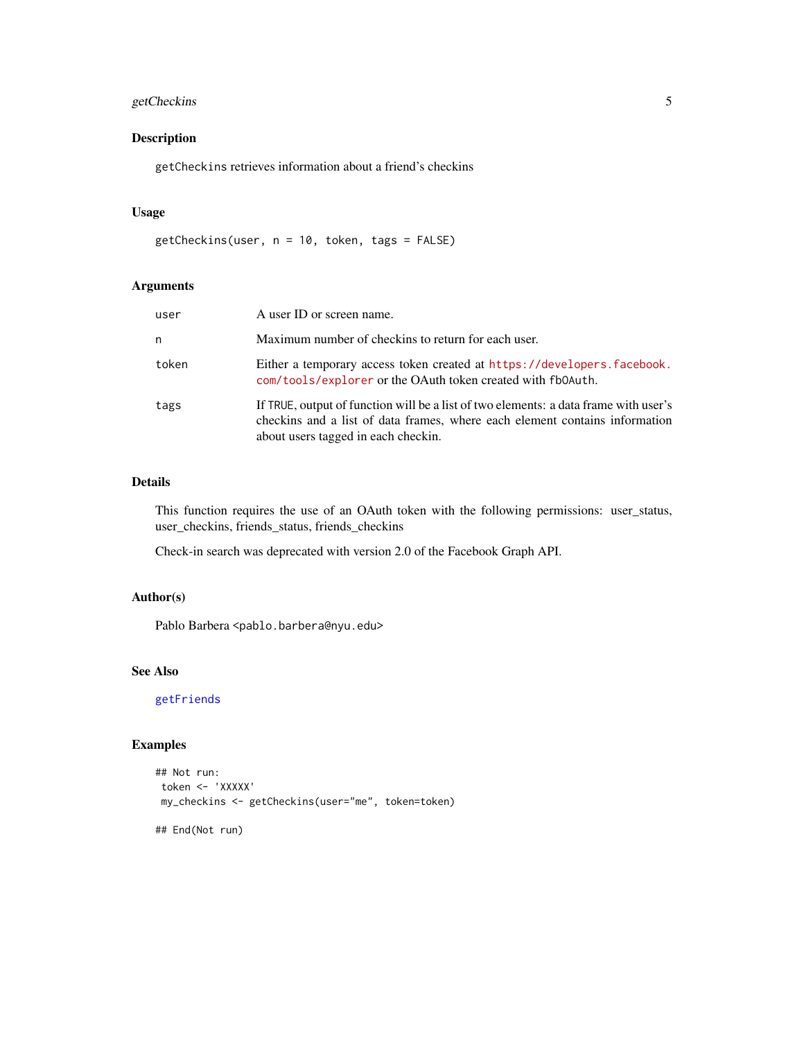## Description

`getCheckins` retrieves information about a friend's checkins

## Usage

```
getCheckins(user, n = 10, token, tags = FALSE)
```

## Arguments

| | |
|---|---|
| `user` | A user ID or screen name. |
| `n` | Maximum number of checkins to return for each user. |
| `token` | Either a temporary access token created at https://developers.facebook.com/tools/explorer or the OAuth token created with `fbOAuth`. |
| `tags` | If `TRUE`, output of function will be a list of two elements: a data frame with user's checkins and a list of data frames, where each element contains information about users tagged in each checkin. |

## Details

This function requires the use of an OAuth token with the following permissions: user_status, user_checkins, friends_status, friends_checkins

Check-in search was deprecated with version 2.0 of the Facebook Graph API.

## Author(s)

Pablo Barbera <`pablo.barbera@nyu.edu`>

## See Also

`getFriends`

## Examples

```
## Not run:
 token <- 'XXXXX'
 my_checkins <- getCheckins(user="me", token=token)

## End(Not run)
```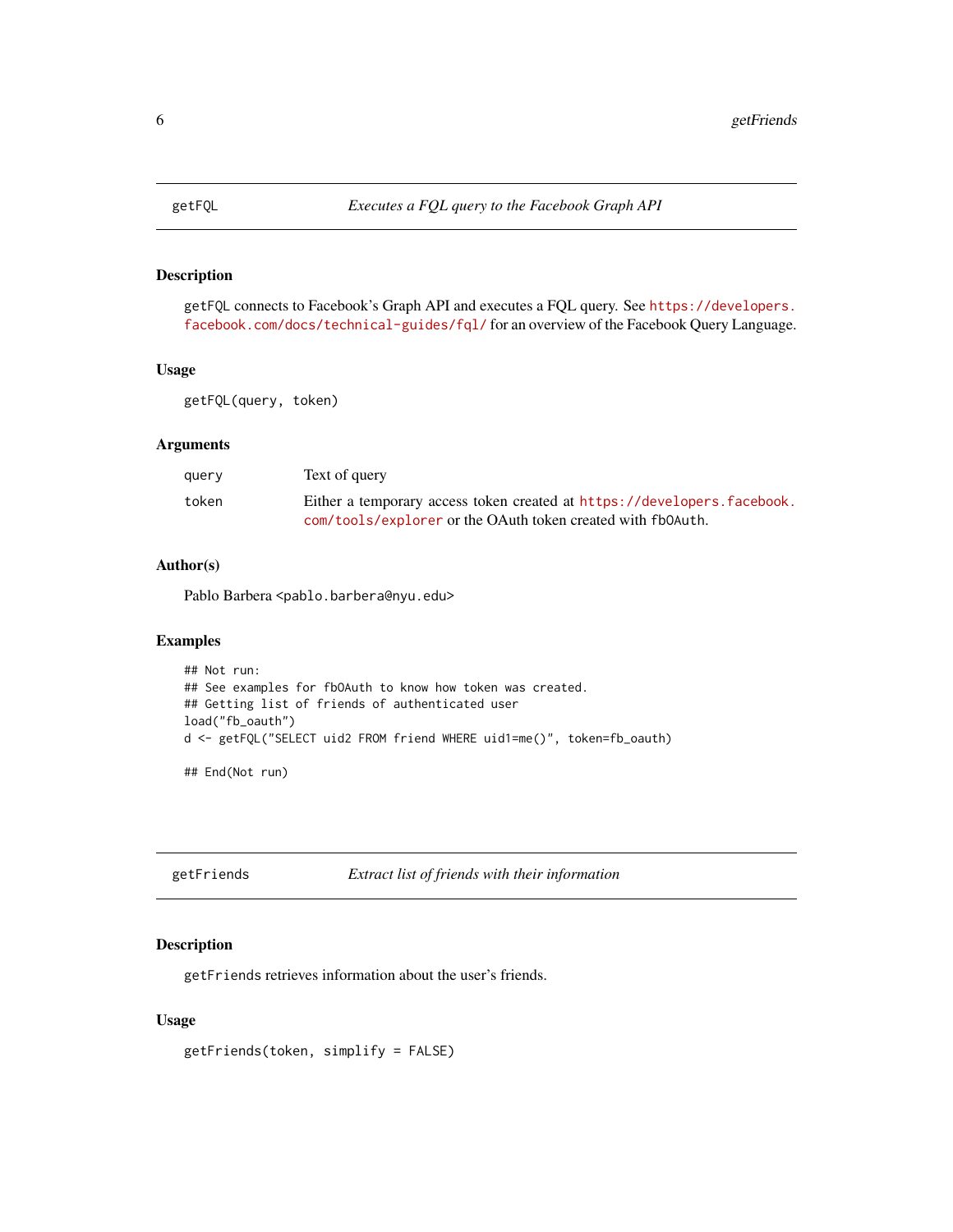## getFQL — *Executes a FQL query to the Facebook Graph API*

### Description

`getFQL` connects to Facebook's Graph API and executes a FQL query. See https://developers.facebook.com/docs/technical-guides/fql/ for an overview of the Facebook Query Language.

### Usage

```
getFQL(query, token)
```

### Arguments

| | |
|---|---|
| `query` | Text of query |
| `token` | Either a temporary access token created at https://developers.facebook.com/tools/explorer or the OAuth token created with `fbOAuth`. |

### Author(s)

Pablo Barbera <pablo.barbera@nyu.edu>

### Examples

```
## Not run:
## See examples for fbOAuth to know how token was created.
## Getting list of friends of authenticated user
load("fb_oauth")
d <- getFQL("SELECT uid2 FROM friend WHERE uid1=me()", token=fb_oauth)

## End(Not run)
```

## getFriends — *Extract list of friends with their information*

### Description

`getFriends` retrieves information about the user's friends.

### Usage

```
getFriends(token, simplify = FALSE)
```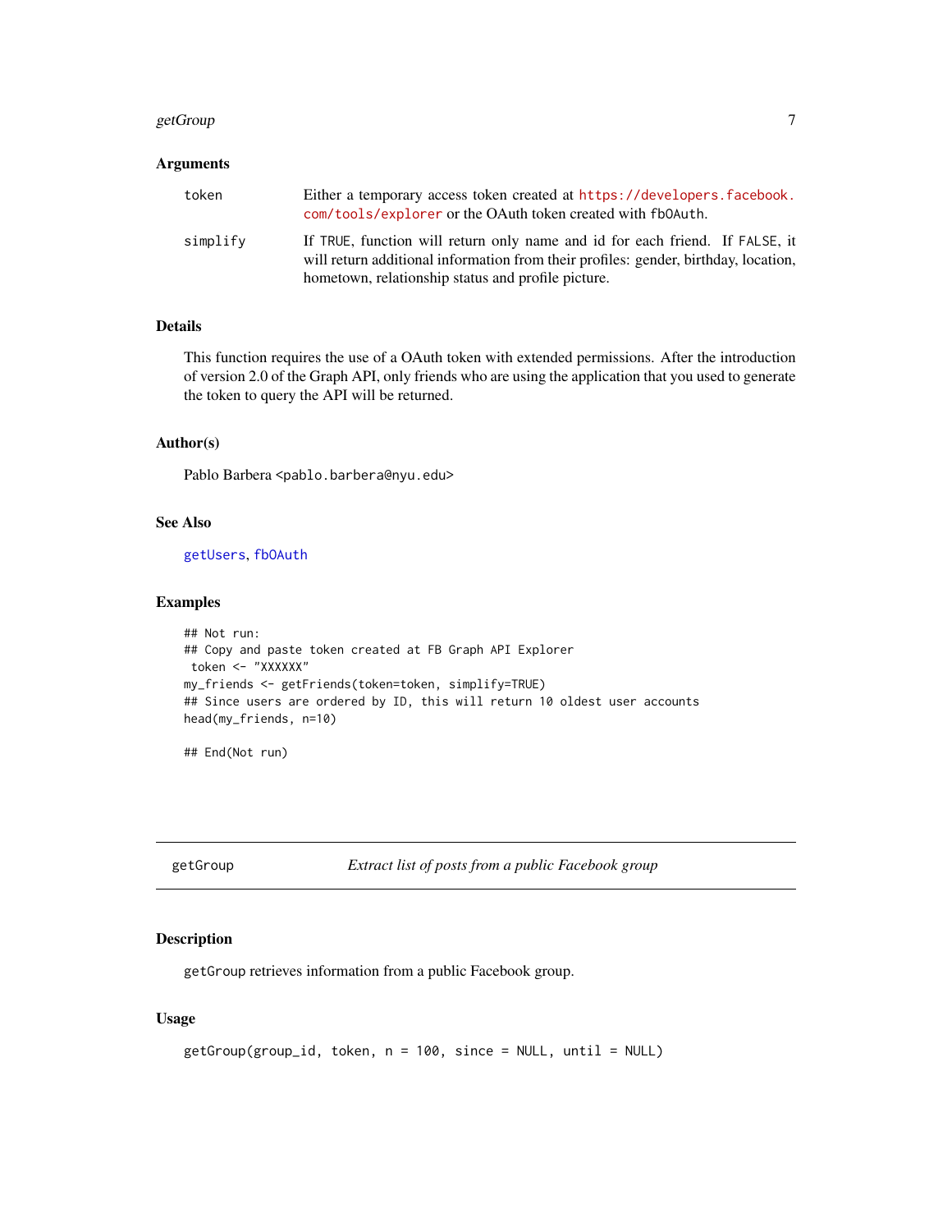## Arguments

| | |
|---|---|
| token | Either a temporary access token created at https://developers.facebook.com/tools/explorer or the OAuth token created with fbOAuth. |
| simplify | If TRUE, function will return only name and id for each friend. If FALSE, it will return additional information from their profiles: gender, birthday, location, hometown, relationship status and profile picture. |

## Details

This function requires the use of a OAuth token with extended permissions. After the introduction of version 2.0 of the Graph API, only friends who are using the application that you used to generate the token to query the API will be returned.

## Author(s)

Pablo Barbera <pablo.barbera@nyu.edu>

## See Also

getUsers, fbOAuth

## Examples

```
## Not run:
## Copy and paste token created at FB Graph API Explorer
 token <- "XXXXXX"
my_friends <- getFriends(token=token, simplify=TRUE)
## Since users are ordered by ID, this will return 10 oldest user accounts
head(my_friends, n=10)

## End(Not run)
```

---

# getGroup — *Extract list of posts from a public Facebook group*

## Description

getGroup retrieves information from a public Facebook group.

## Usage

```
getGroup(group_id, token, n = 100, since = NULL, until = NULL)
```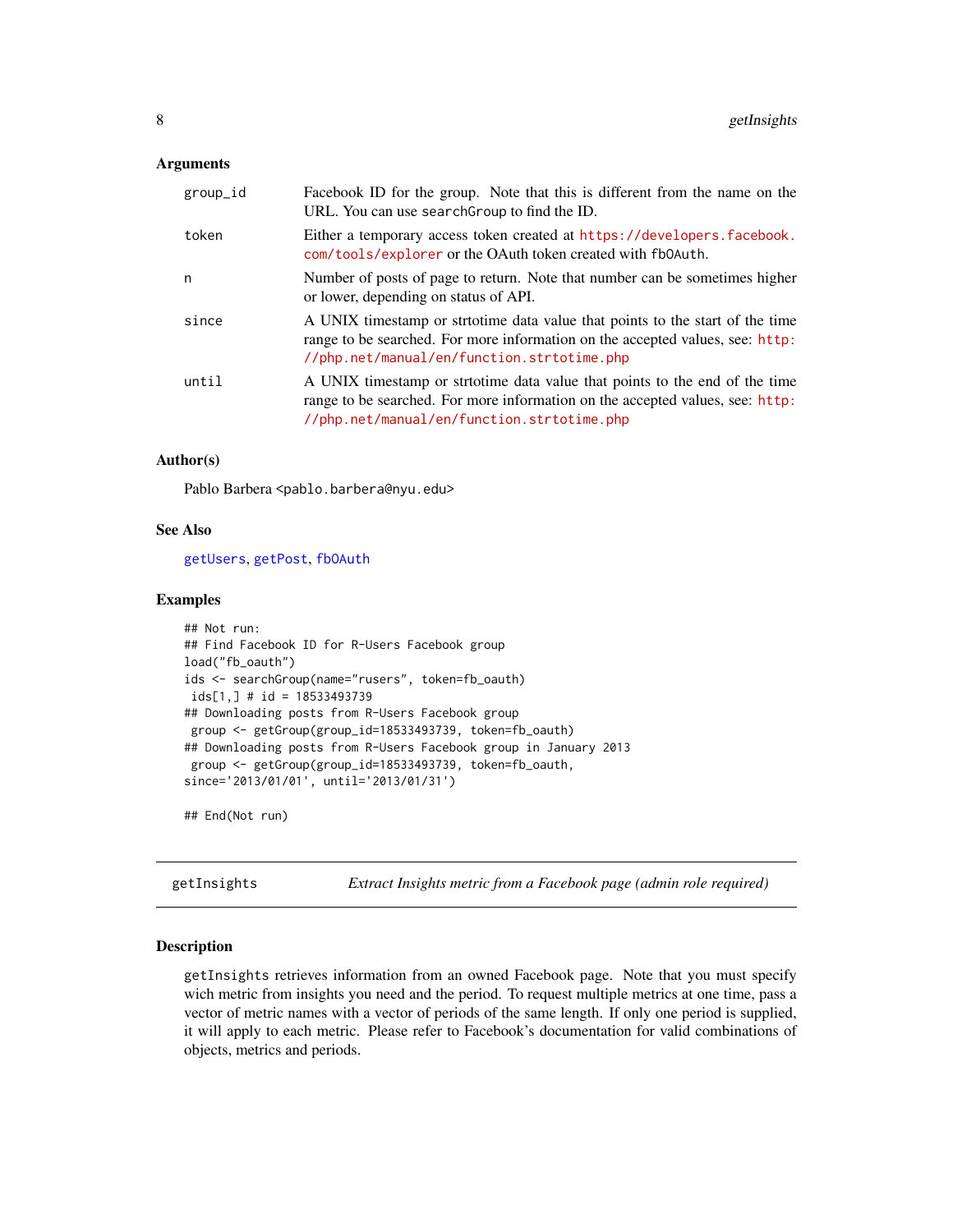### Arguments

| | |
|---|---|
| group_id | Facebook ID for the group. Note that this is different from the name on the URL. You can use searchGroup to find the ID. |
| token | Either a temporary access token created at https://developers.facebook.com/tools/explorer or the OAuth token created with fbOAuth. |
| n | Number of posts of page to return. Note that number can be sometimes higher or lower, depending on status of API. |
| since | A UNIX timestamp or strtotime data value that points to the start of the time range to be searched. For more information on the accepted values, see: http://php.net/manual/en/function.strtotime.php |
| until | A UNIX timestamp or strtotime data value that points to the end of the time range to be searched. For more information on the accepted values, see: http://php.net/manual/en/function.strtotime.php |

### Author(s)

Pablo Barbera <pablo.barbera@nyu.edu>

### See Also

getUsers, getPost, fbOAuth

### Examples

```
## Not run:
## Find Facebook ID for R-Users Facebook group
load("fb_oauth")
ids <- searchGroup(name="rusers", token=fb_oauth)
 ids[1,] # id = 18533493739
## Downloading posts from R-Users Facebook group
 group <- getGroup(group_id=18533493739, token=fb_oauth)
## Downloading posts from R-Users Facebook group in January 2013
 group <- getGroup(group_id=18533493739, token=fb_oauth,
since='2013/01/01', until='2013/01/31')

## End(Not run)
```

---

## getInsights — *Extract Insights metric from a Facebook page (admin role required)*

### Description

getInsights retrieves information from an owned Facebook page. Note that you must specify wich metric from insights you need and the period. To request multiple metrics at one time, pass a vector of metric names with a vector of periods of the same length. If only one period is supplied, it will apply to each metric. Please refer to Facebook's documentation for valid combinations of objects, metrics and periods.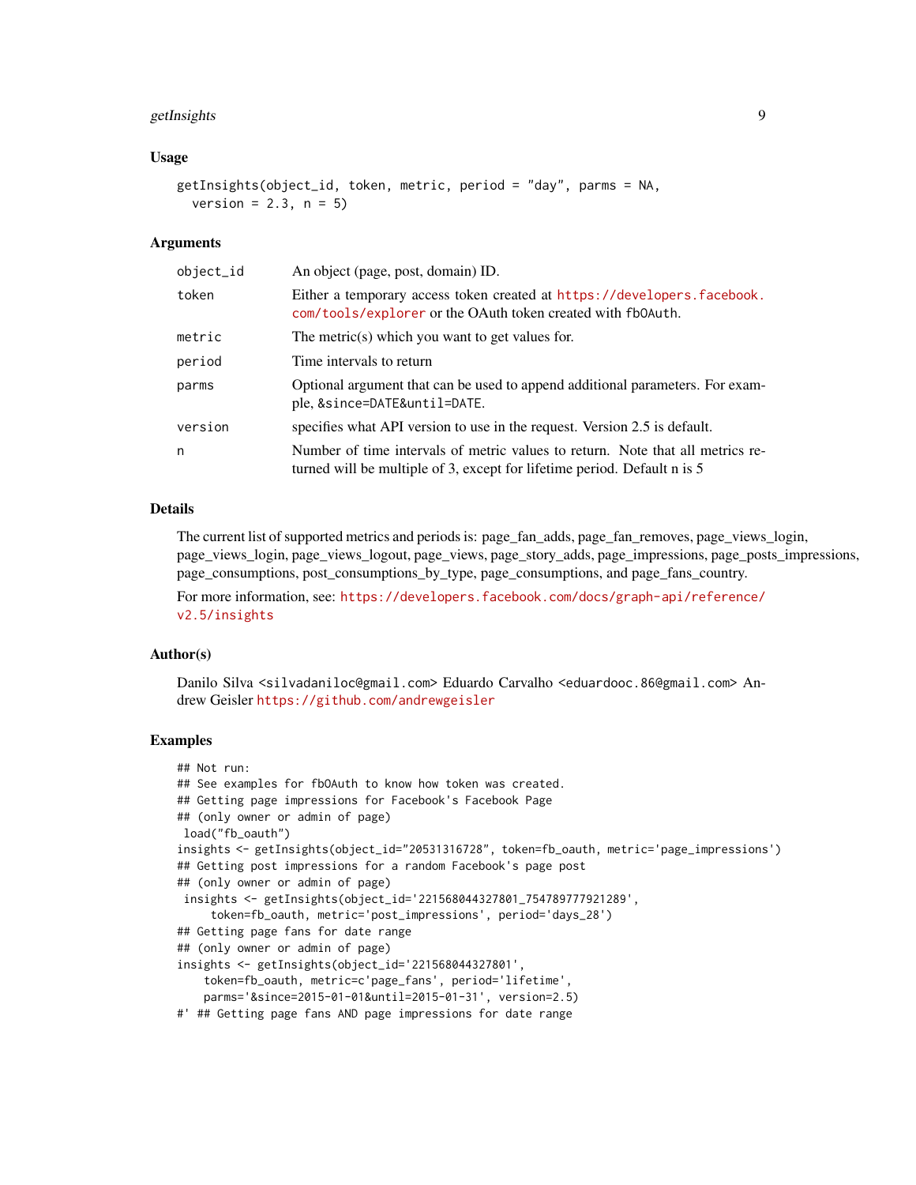### Usage

```
getInsights(object_id, token, metric, period = "day", parms = NA,
  version = 2.3, n = 5)
```

### Arguments

| | |
|---|---|
| object_id | An object (page, post, domain) ID. |
| token | Either a temporary access token created at https://developers.facebook.com/tools/explorer or the OAuth token created with fbOAuth. |
| metric | The metric(s) which you want to get values for. |
| period | Time intervals to return |
| parms | Optional argument that can be used to append additional parameters. For example, &since=DATE&until=DATE. |
| version | specifies what API version to use in the request. Version 2.5 is default. |
| n | Number of time intervals of metric values to return. Note that all metrics returned will be multiple of 3, except for lifetime period. Default n is 5 |

### Details

The current list of supported metrics and periods is: page_fan_adds, page_fan_removes, page_views_login, page_views_login, page_views_logout, page_views, page_story_adds, page_impressions, page_posts_impressions, page_consumptions, post_consumptions_by_type, page_consumptions, and page_fans_country.

For more information, see: https://developers.facebook.com/docs/graph-api/reference/v2.5/insights

### Author(s)

Danilo Silva <silvadaniloc@gmail.com> Eduardo Carvalho <eduardooc.86@gmail.com> Andrew Geisler https://github.com/andrewgeisler

### Examples

```
## Not run:
## See examples for fbOAuth to know how token was created.
## Getting page impressions for Facebook's Facebook Page
## (only owner or admin of page)
 load("fb_oauth")
insights <- getInsights(object_id="20531316728", token=fb_oauth, metric='page_impressions')
## Getting post impressions for a random Facebook's page post
## (only owner or admin of page)
 insights <- getInsights(object_id='221568044327801_754789777921289',
     token=fb_oauth, metric='post_impressions', period='days_28')
## Getting page fans for date range
## (only owner or admin of page)
insights <- getInsights(object_id='221568044327801',
    token=fb_oauth, metric=c'page_fans', period='lifetime',
    parms='&since=2015-01-01&until=2015-01-31', version=2.5)
#' ## Getting page fans AND page impressions for date range
```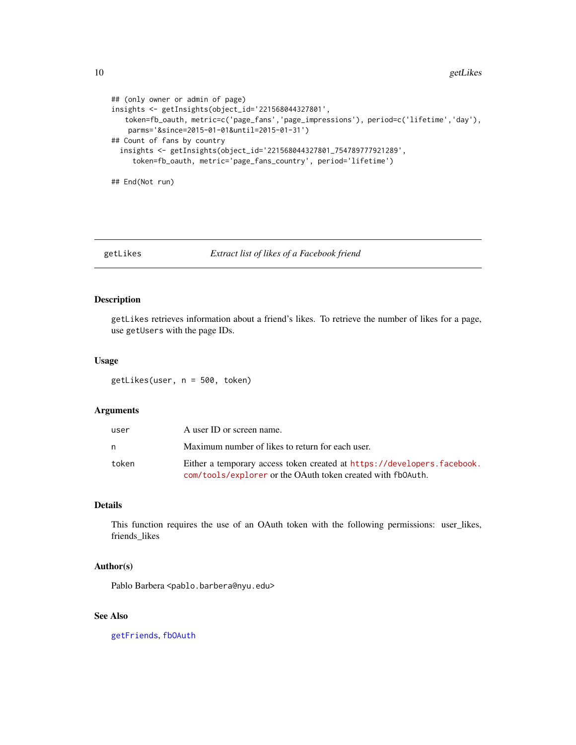```
## (only owner or admin of page)
insights <- getInsights(object_id='221568044327801',
    token=fb_oauth, metric=c('page_fans','page_impressions'), period=c('lifetime','day'),
     parms='&since=2015-01-01&until=2015-01-31')
## Count of fans by country
  insights <- getInsights(object_id='221568044327801_754789777921289',
      token=fb_oauth, metric='page_fans_country', period='lifetime')

## End(Not run)
```

## getLikes — *Extract list of likes of a Facebook friend*

### Description

getLikes retrieves information about a friend's likes. To retrieve the number of likes for a page, use getUsers with the page IDs.

### Usage

```
getLikes(user, n = 500, token)
```

### Arguments

| | |
|---|---|
| user | A user ID or screen name. |
| n | Maximum number of likes to return for each user. |
| token | Either a temporary access token created at https://developers.facebook.com/tools/explorer or the OAuth token created with fbOAuth. |

### Details

This function requires the use of an OAuth token with the following permissions: user_likes, friends_likes

### Author(s)

Pablo Barbera <pablo.barbera@nyu.edu>

### See Also

getFriends, fbOAuth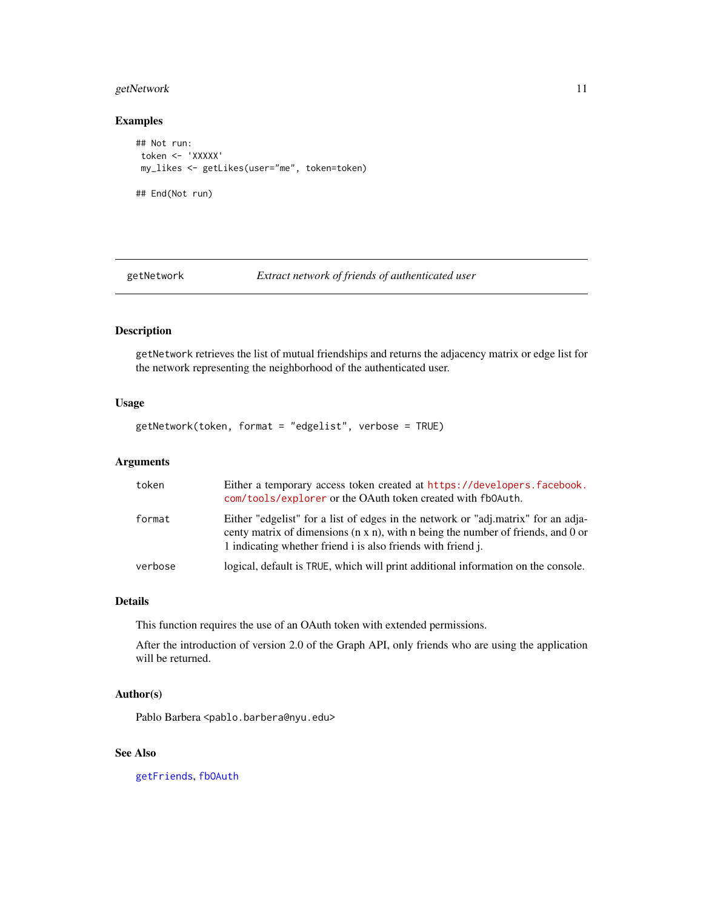### Examples

```
## Not run:
 token <- 'XXXXX'
 my_likes <- getLikes(user="me", token=token)

## End(Not run)
```

---

## getNetwork — *Extract network of friends of authenticated user*

### Description

getNetwork retrieves the list of mutual friendships and returns the adjacency matrix or edge list for the network representing the neighborhood of the authenticated user.

### Usage

```
getNetwork(token, format = "edgelist", verbose = TRUE)
```

### Arguments

| | |
|---|---|
| token | Either a temporary access token created at https://developers.facebook.com/tools/explorer or the OAuth token created with fbOAuth. |
| format | Either "edgelist" for a list of edges in the network or "adj.matrix" for an adjacenty matrix of dimensions (n x n), with n being the number of friends, and 0 or 1 indicating whether friend i is also friends with friend j. |
| verbose | logical, default is TRUE, which will print additional information on the console. |

### Details

This function requires the use of an OAuth token with extended permissions.

After the introduction of version 2.0 of the Graph API, only friends who are using the application will be returned.

### Author(s)

Pablo Barbera <pablo.barbera@nyu.edu>

### See Also

getFriends, fbOAuth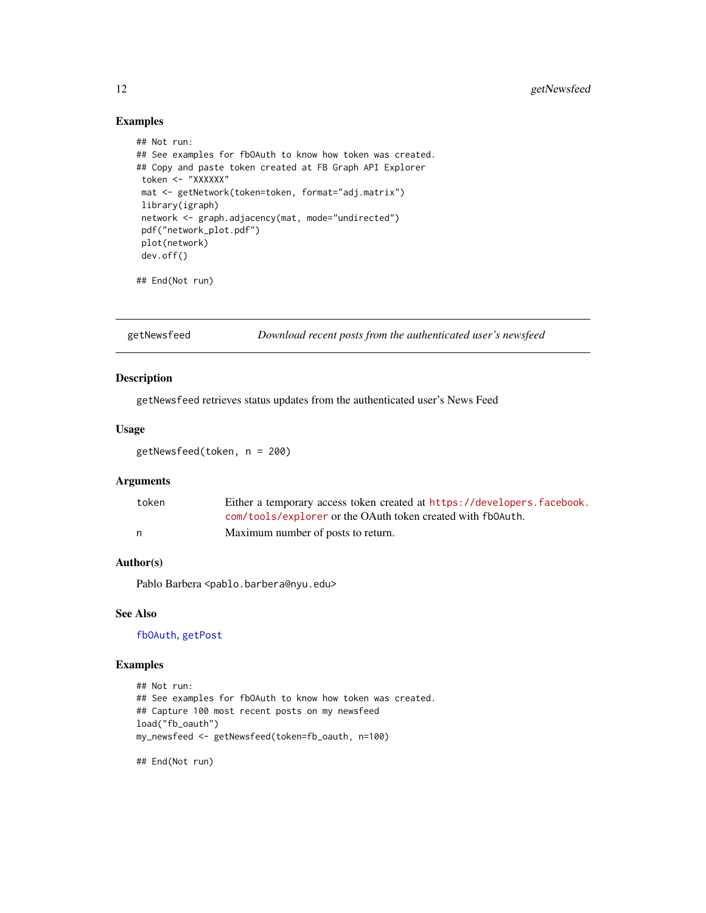## Examples

```
## Not run:
## See examples for fbOAuth to know how token was created.
## Copy and paste token created at FB Graph API Explorer
 token <- "XXXXXX"
 mat <- getNetwork(token=token, format="adj.matrix")
 library(igraph)
 network <- graph.adjacency(mat, mode="undirected")
 pdf("network_plot.pdf")
 plot(network)
 dev.off()

## End(Not run)
```

---

`getNewsfeed` *Download recent posts from the authenticated user's newsfeed*

---

## Description

`getNewsfeed` retrieves status updates from the authenticated user's News Feed

## Usage

```
getNewsfeed(token, n = 200)
```

## Arguments

| | |
|---|---|
| token | Either a temporary access token created at https://developers.facebook.com/tools/explorer or the OAuth token created with `fbOAuth`. |
| n | Maximum number of posts to return. |

## Author(s)

Pablo Barbera <pablo.barbera@nyu.edu>

## See Also

`fbOAuth`, `getPost`

## Examples

```
## Not run:
## See examples for fbOAuth to know how token was created.
## Capture 100 most recent posts on my newsfeed
load("fb_oauth")
my_newsfeed <- getNewsfeed(token=fb_oauth, n=100)

## End(Not run)
```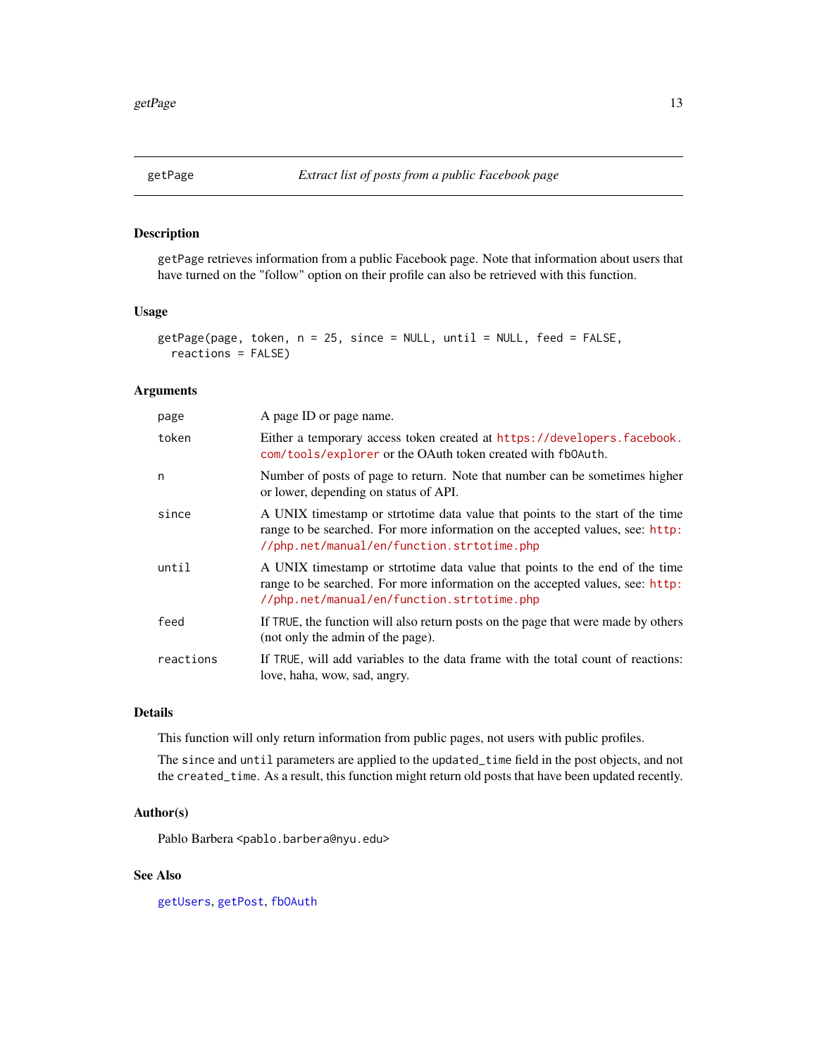## getPage — *Extract list of posts from a public Facebook page*

### Description

getPage retrieves information from a public Facebook page. Note that information about users that have turned on the "follow" option on their profile can also be retrieved with this function.

### Usage

```
getPage(page, token, n = 25, since = NULL, until = NULL, feed = FALSE,
  reactions = FALSE)
```

### Arguments

| | |
|---|---|
| page | A page ID or page name. |
| token | Either a temporary access token created at https://developers.facebook.com/tools/explorer or the OAuth token created with fbOAuth. |
| n | Number of posts of page to return. Note that number can be sometimes higher or lower, depending on status of API. |
| since | A UNIX timestamp or strtotime data value that points to the start of the time range to be searched. For more information on the accepted values, see: http://php.net/manual/en/function.strtotime.php |
| until | A UNIX timestamp or strtotime data value that points to the end of the time range to be searched. For more information on the accepted values, see: http://php.net/manual/en/function.strtotime.php |
| feed | If TRUE, the function will also return posts on the page that were made by others (not only the admin of the page). |
| reactions | If TRUE, will add variables to the data frame with the total count of reactions: love, haha, wow, sad, angry. |

### Details

This function will only return information from public pages, not users with public profiles.

The since and until parameters are applied to the updated_time field in the post objects, and not the created_time. As a result, this function might return old posts that have been updated recently.

### Author(s)

Pablo Barbera <pablo.barbera@nyu.edu>

### See Also

getUsers, getPost, fbOAuth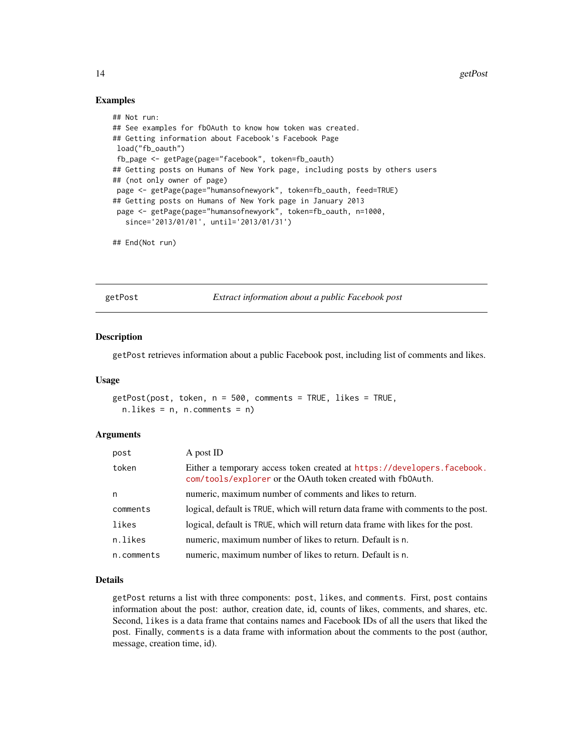## Examples

```
## Not run:
## See examples for fbOAuth to know how token was created.
## Getting information about Facebook's Facebook Page
 load("fb_oauth")
 fb_page <- getPage(page="facebook", token=fb_oauth)
## Getting posts on Humans of New York page, including posts by others users
## (not only owner of page)
 page <- getPage(page="humansofnewyork", token=fb_oauth, feed=TRUE)
## Getting posts on Humans of New York page in January 2013
 page <- getPage(page="humansofnewyork", token=fb_oauth, n=1000,
   since='2013/01/01', until='2013/01/31')

## End(Not run)
```

---

# getPost — *Extract information about a public Facebook post*

## Description

getPost retrieves information about a public Facebook post, including list of comments and likes.

## Usage

```
getPost(post, token, n = 500, comments = TRUE, likes = TRUE,
  n.likes = n, n.comments = n)
```

## Arguments

| | |
|---|---|
| post | A post ID |
| token | Either a temporary access token created at https://developers.facebook.com/tools/explorer or the OAuth token created with fbOAuth. |
| n | numeric, maximum number of comments and likes to return. |
| comments | logical, default is TRUE, which will return data frame with comments to the post. |
| likes | logical, default is TRUE, which will return data frame with likes for the post. |
| n.likes | numeric, maximum number of likes to return. Default is n. |
| n.comments | numeric, maximum number of likes to return. Default is n. |

## Details

getPost returns a list with three components: post, likes, and comments. First, post contains information about the post: author, creation date, id, counts of likes, comments, and shares, etc. Second, likes is a data frame that contains names and Facebook IDs of all the users that liked the post. Finally, comments is a data frame with information about the comments to the post (author, message, creation time, id).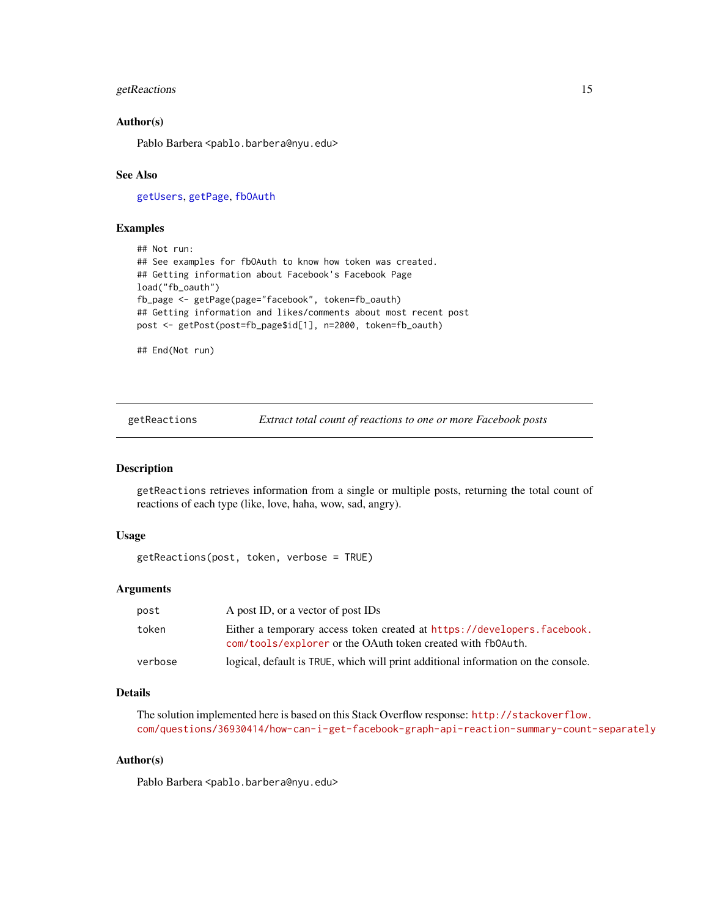### Author(s)

Pablo Barbera <pablo.barbera@nyu.edu>

### See Also

getUsers, getPage, fbOAuth

### Examples

```
## Not run:
## See examples for fbOAuth to know how token was created.
## Getting information about Facebook's Facebook Page
load("fb_oauth")
fb_page <- getPage(page="facebook", token=fb_oauth)
## Getting information and likes/comments about most recent post
post <- getPost(post=fb_page$id[1], n=2000, token=fb_oauth)

## End(Not run)
```

---

## getReactions — *Extract total count of reactions to one or more Facebook posts*

### Description

getReactions retrieves information from a single or multiple posts, returning the total count of reactions of each type (like, love, haha, wow, sad, angry).

### Usage

```
getReactions(post, token, verbose = TRUE)
```

### Arguments

| | |
|---|---|
| post | A post ID, or a vector of post IDs |
| token | Either a temporary access token created at https://developers.facebook.com/tools/explorer or the OAuth token created with fbOAuth. |
| verbose | logical, default is TRUE, which will print additional information on the console. |

### Details

The solution implemented here is based on this Stack Overflow response: http://stackoverflow.com/questions/36930414/how-can-i-get-facebook-graph-api-reaction-summary-count-separately

### Author(s)

Pablo Barbera <pablo.barbera@nyu.edu>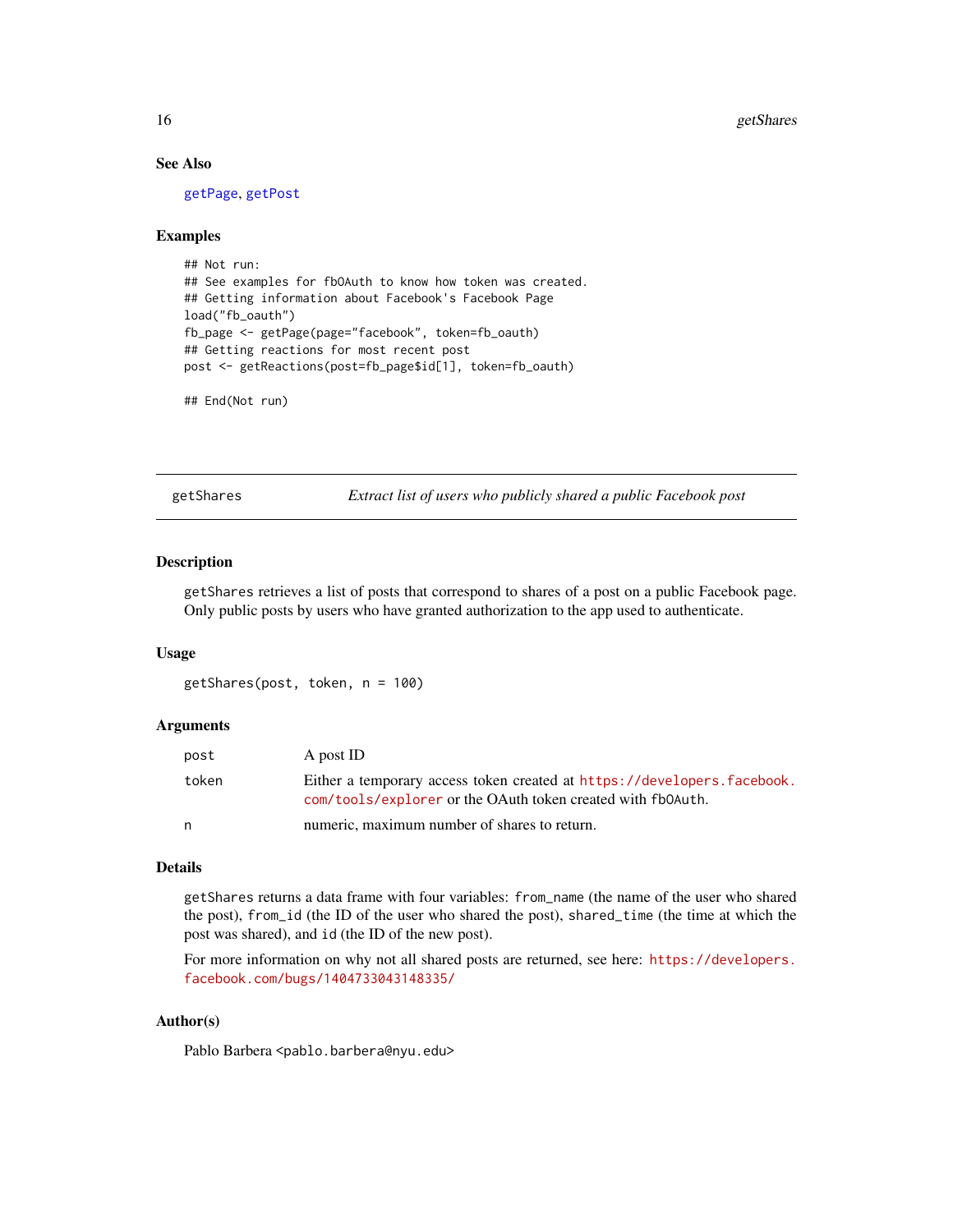### See Also

getPage, getPost

### Examples

```
## Not run:
## See examples for fbOAuth to know how token was created.
## Getting information about Facebook's Facebook Page
load("fb_oauth")
fb_page <- getPage(page="facebook", token=fb_oauth)
## Getting reactions for most recent post
post <- getReactions(post=fb_page$id[1], token=fb_oauth)

## End(Not run)
```

---

## getShares — *Extract list of users who publicly shared a public Facebook post*

### Description

`getShares` retrieves a list of posts that correspond to shares of a post on a public Facebook page. Only public posts by users who have granted authorization to the app used to authenticate.

### Usage

```
getShares(post, token, n = 100)
```

### Arguments

| | |
|---|---|
| post | A post ID |
| token | Either a temporary access token created at https://developers.facebook.com/tools/explorer or the OAuth token created with fbOAuth. |
| n | numeric, maximum number of shares to return. |

### Details

`getShares` returns a data frame with four variables: `from_name` (the name of the user who shared the post), `from_id` (the ID of the user who shared the post), `shared_time` (the time at which the post was shared), and `id` (the ID of the new post).

For more information on why not all shared posts are returned, see here: https://developers.facebook.com/bugs/1404733043148335/

### Author(s)

Pablo Barbera <pablo.barbera@nyu.edu>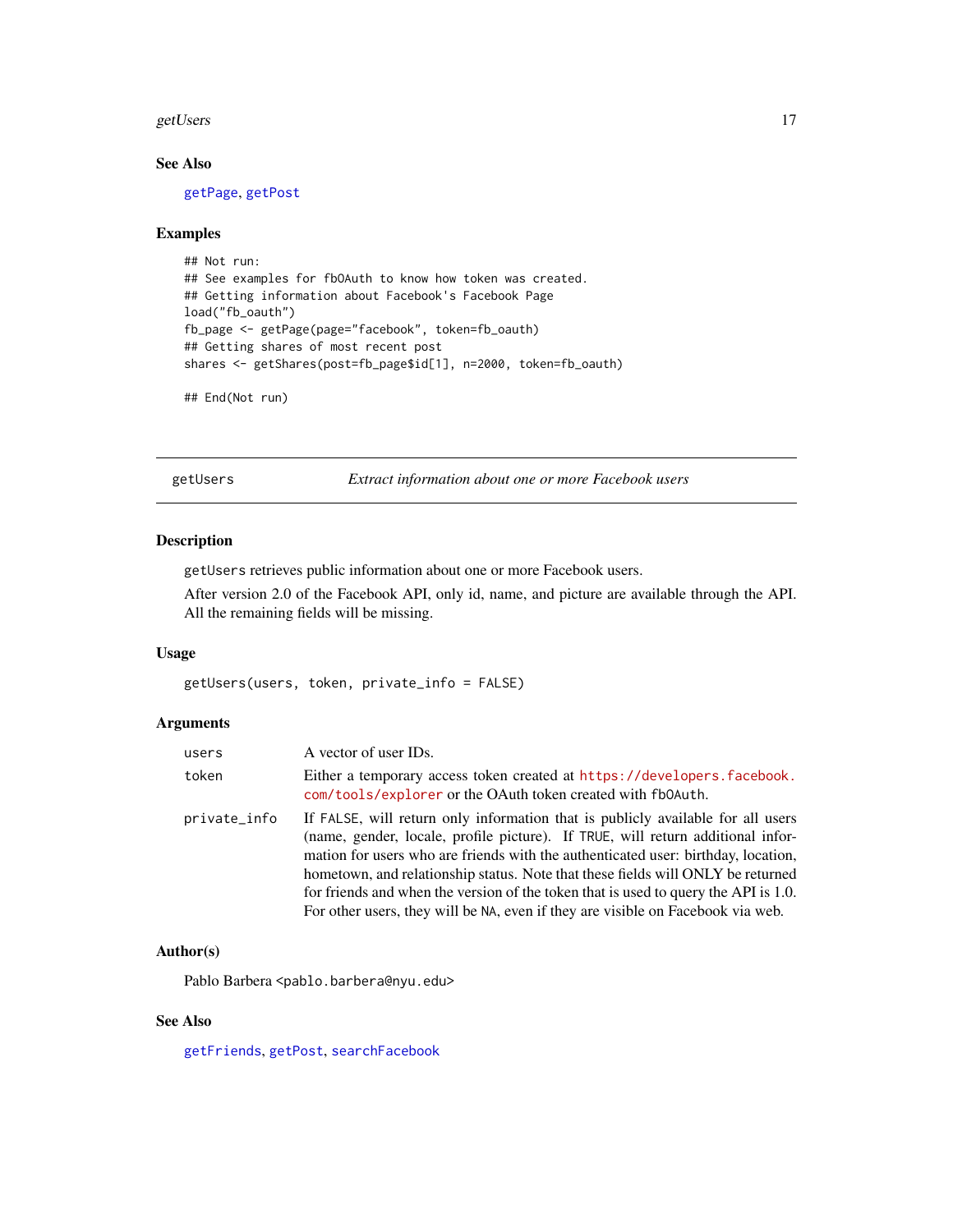### See Also

getPage, getPost

### Examples

```
## Not run:
## See examples for fbOAuth to know how token was created.
## Getting information about Facebook's Facebook Page
load("fb_oauth")
fb_page <- getPage(page="facebook", token=fb_oauth)
## Getting shares of most recent post
shares <- getShares(post=fb_page$id[1], n=2000, token=fb_oauth)

## End(Not run)
```

---

## getUsers — *Extract information about one or more Facebook users*

### Description

getUsers retrieves public information about one or more Facebook users.

After version 2.0 of the Facebook API, only id, name, and picture are available through the API. All the remaining fields will be missing.

### Usage

```
getUsers(users, token, private_info = FALSE)
```

### Arguments

| | |
|---|---|
| users | A vector of user IDs. |
| token | Either a temporary access token created at https://developers.facebook.com/tools/explorer or the OAuth token created with fbOAuth. |
| private_info | If FALSE, will return only information that is publicly available for all users (name, gender, locale, profile picture). If TRUE, will return additional information for users who are friends with the authenticated user: birthday, location, hometown, and relationship status. Note that these fields will ONLY be returned for friends and when the version of the token that is used to query the API is 1.0. For other users, they will be NA, even if they are visible on Facebook via web. |

### Author(s)

Pablo Barbera <pablo.barbera@nyu.edu>

### See Also

getFriends, getPost, searchFacebook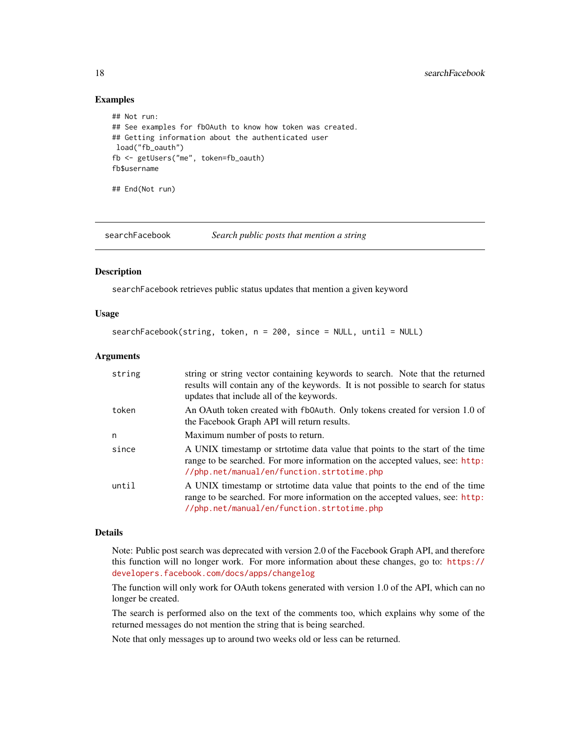### Examples

```
## Not run:
## See examples for fbOAuth to know how token was created.
## Getting information about the authenticated user
 load("fb_oauth")
fb <- getUsers("me", token=fb_oauth)
fb$username

## End(Not run)
```

---

## searchFacebook — *Search public posts that mention a string*

---

### Description

`searchFacebook` retrieves public status updates that mention a given keyword

### Usage

```
searchFacebook(string, token, n = 200, since = NULL, until = NULL)
```

### Arguments

| | |
|---|---|
| `string` | string or string vector containing keywords to search. Note that the returned results will contain any of the keywords. It is not possible to search for status updates that include all of the keywords. |
| `token` | An OAuth token created with `fbOAuth`. Only tokens created for version 1.0 of the Facebook Graph API will return results. |
| `n` | Maximum number of posts to return. |
| `since` | A UNIX timestamp or strtotime data value that points to the start of the time range to be searched. For more information on the accepted values, see: http://php.net/manual/en/function.strtotime.php |
| `until` | A UNIX timestamp or strtotime data value that points to the end of the time range to be searched. For more information on the accepted values, see: http://php.net/manual/en/function.strtotime.php |

### Details

Note: Public post search was deprecated with version 2.0 of the Facebook Graph API, and therefore this function will no longer work. For more information about these changes, go to: https://developers.facebook.com/docs/apps/changelog

The function will only work for OAuth tokens generated with version 1.0 of the API, which can no longer be created.

The search is performed also on the text of the comments too, which explains why some of the returned messages do not mention the string that is being searched.

Note that only messages up to around two weeks old or less can be returned.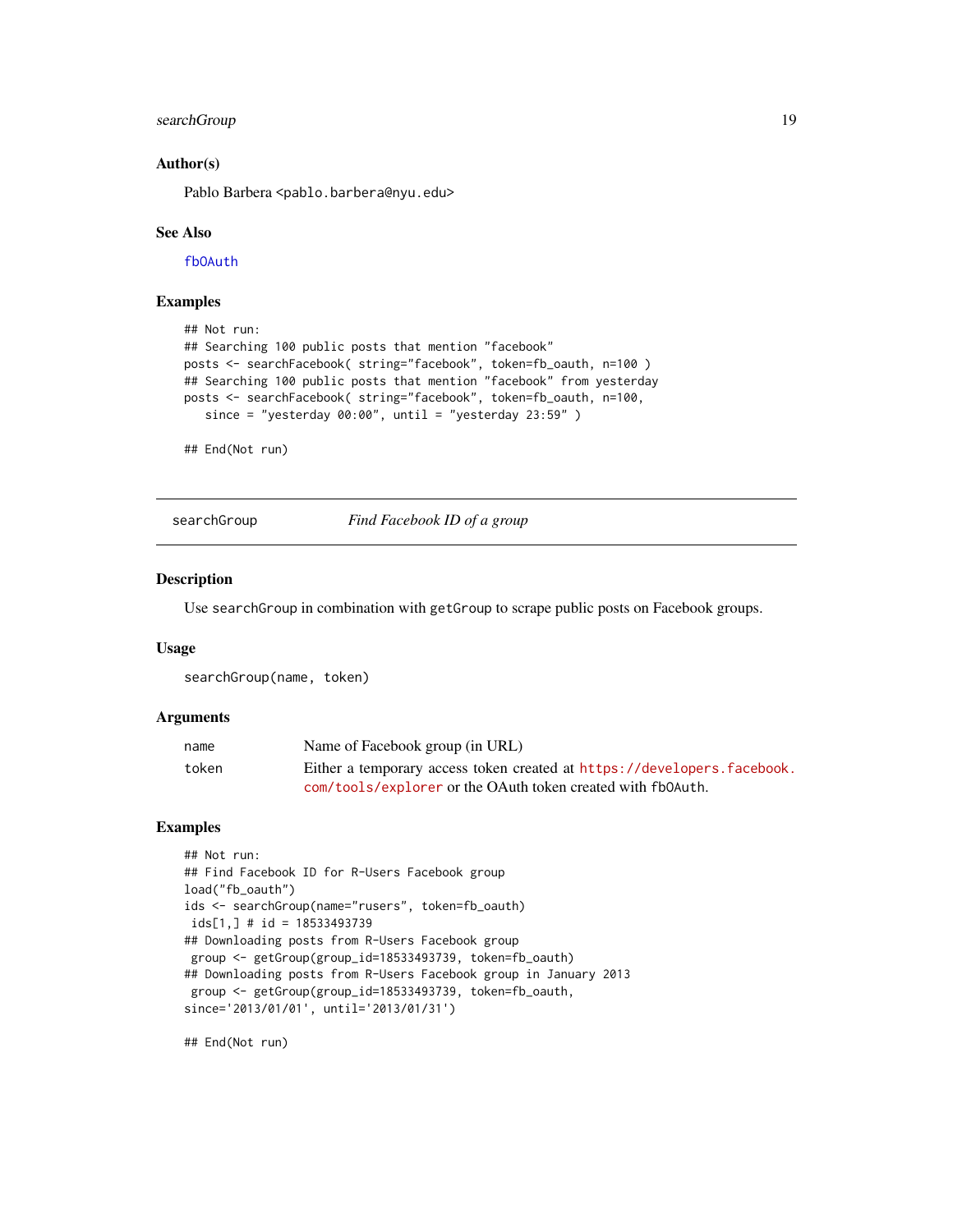### Author(s)

Pablo Barbera <pablo.barbera@nyu.edu>

### See Also

fbOAuth

### Examples

```
## Not run:
## Searching 100 public posts that mention "facebook"
posts <- searchFacebook( string="facebook", token=fb_oauth, n=100 )
## Searching 100 public posts that mention "facebook" from yesterday
posts <- searchFacebook( string="facebook", token=fb_oauth, n=100,
   since = "yesterday 00:00", until = "yesterday 23:59" )

## End(Not run)
```

---

## searchGroup *Find Facebook ID of a group*

### Description

Use searchGroup in combination with getGroup to scrape public posts on Facebook groups.

### Usage

```
searchGroup(name, token)
```

### Arguments

| | |
|---|---|
| name | Name of Facebook group (in URL) |
| token | Either a temporary access token created at https://developers.facebook.com/tools/explorer or the OAuth token created with fbOAuth. |

### Examples

```
## Not run:
## Find Facebook ID for R-Users Facebook group
load("fb_oauth")
ids <- searchGroup(name="rusers", token=fb_oauth)
 ids[1,] # id = 18533493739
## Downloading posts from R-Users Facebook group
 group <- getGroup(group_id=18533493739, token=fb_oauth)
## Downloading posts from R-Users Facebook group in January 2013
 group <- getGroup(group_id=18533493739, token=fb_oauth,
since='2013/01/01', until='2013/01/31')

## End(Not run)
```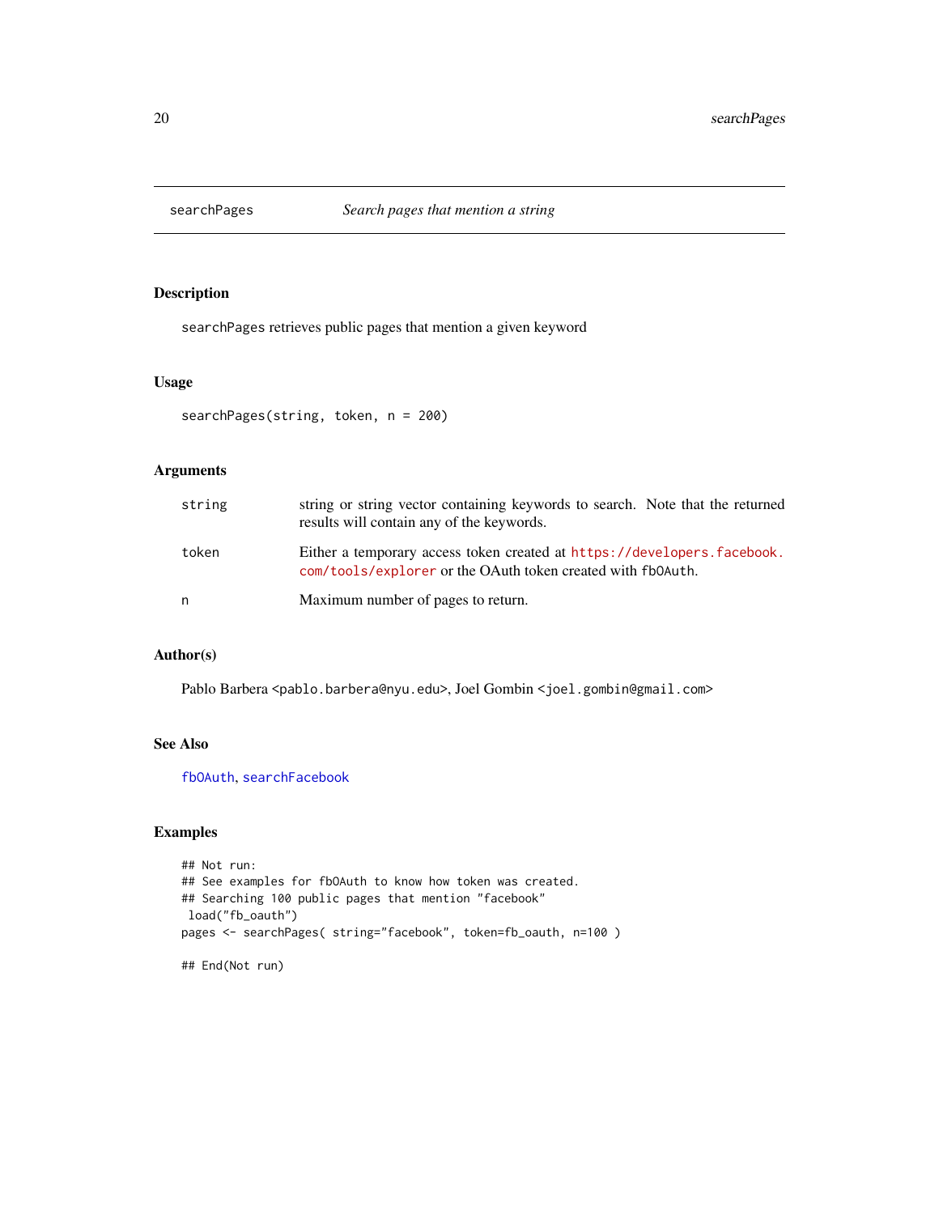# searchPages — *Search pages that mention a string*

## Description

searchPages retrieves public pages that mention a given keyword

## Usage

```
searchPages(string, token, n = 200)
```

## Arguments

| | |
|---|---|
| string | string or string vector containing keywords to search. Note that the returned results will contain any of the keywords. |
| token | Either a temporary access token created at https://developers.facebook.com/tools/explorer or the OAuth token created with fbOAuth. |
| n | Maximum number of pages to return. |

## Author(s)

Pablo Barbera <pablo.barbera@nyu.edu>, Joel Gombin <joel.gombin@gmail.com>

## See Also

fbOAuth, searchFacebook

## Examples

```
## Not run:
## See examples for fbOAuth to know how token was created.
## Searching 100 public pages that mention "facebook"
 load("fb_oauth")
pages <- searchPages( string="facebook", token=fb_oauth, n=100 )

## End(Not run)
```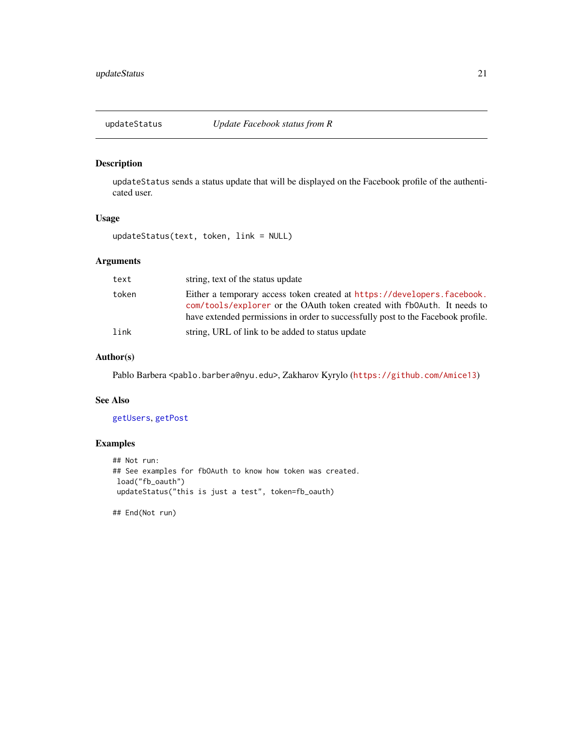## updateStatus — *Update Facebook status from R*

### Description

`updateStatus` sends a status update that will be displayed on the Facebook profile of the authenticated user.

### Usage

```
updateStatus(text, token, link = NULL)
```

### Arguments

| | |
|---|---|
| `text` | string, text of the status update |
| `token` | Either a temporary access token created at https://developers.facebook.com/tools/explorer or the OAuth token created with `fbOAuth`. It needs to have extended permissions in order to successfully post to the Facebook profile. |
| `link` | string, URL of link to be added to status update |

### Author(s)

Pablo Barbera <pablo.barbera@nyu.edu>, Zakharov Kyrylo (https://github.com/Amice13)

### See Also

`getUsers`, `getPost`

### Examples

```
## Not run:
## See examples for fbOAuth to know how token was created.
 load("fb_oauth")
 updateStatus("this is just a test", token=fb_oauth)

## End(Not run)
```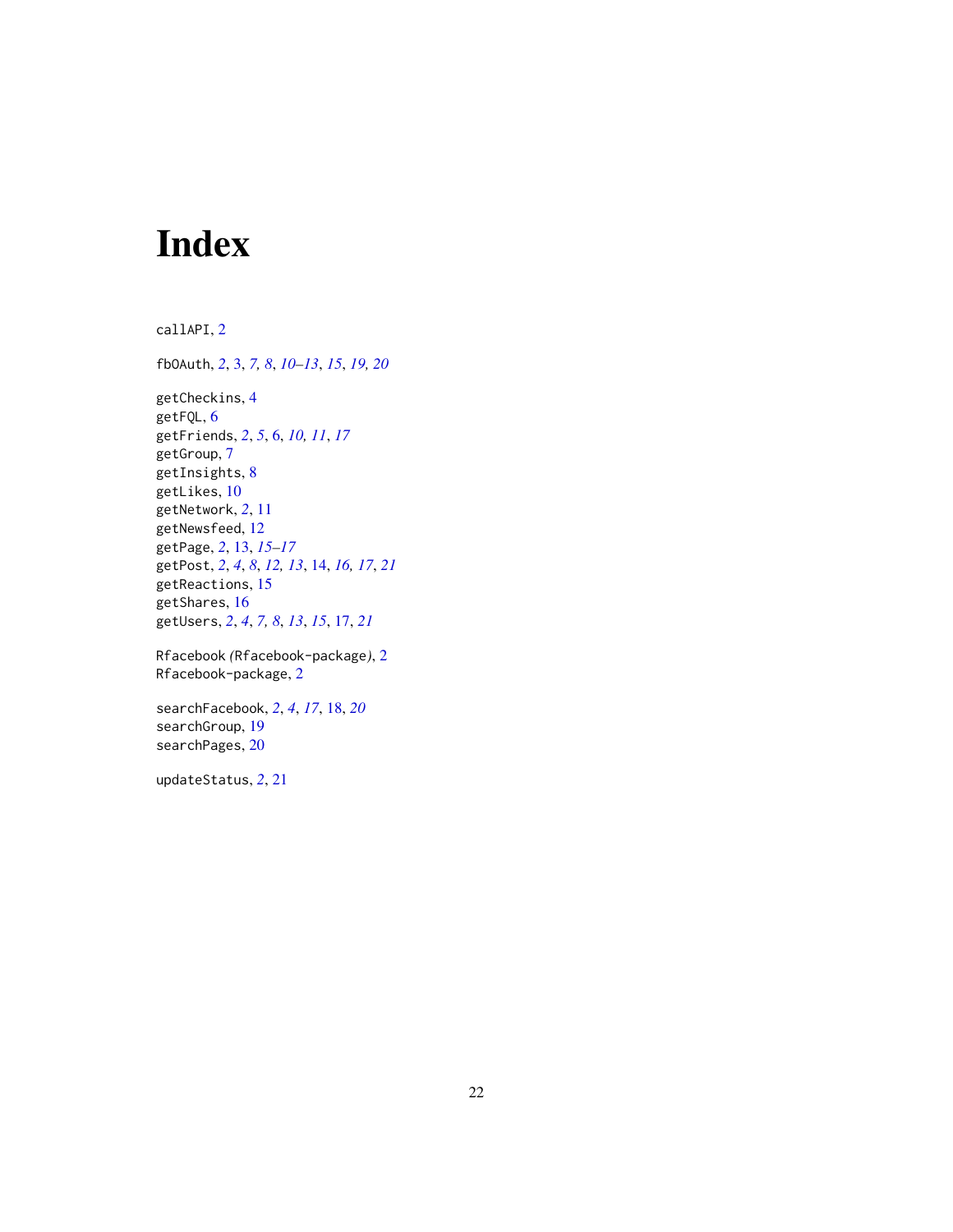# Index

callAPI, 2

fbOAuth, *2*, 3, *7, 8*, *10–13*, *15*, *19, 20*

getCheckins, 4
getFQL, 6
getFriends, *2*, *5*, 6, *10, 11*, *17*
getGroup, 7
getInsights, 8
getLikes, 10
getNetwork, *2*, 11
getNewsfeed, 12
getPage, *2*, 13, *15–17*
getPost, *2*, *4*, *8*, *12, 13*, 14, *16, 17*, *21*
getReactions, 15
getShares, 16
getUsers, *2*, *4*, *7, 8*, *13*, *15*, 17, *21*

Rfacebook *(*Rfacebook-package*)*, 2
Rfacebook-package, 2

searchFacebook, *2*, *4*, *17*, 18, *20*
searchGroup, 19
searchPages, 20

updateStatus, *2*, 21